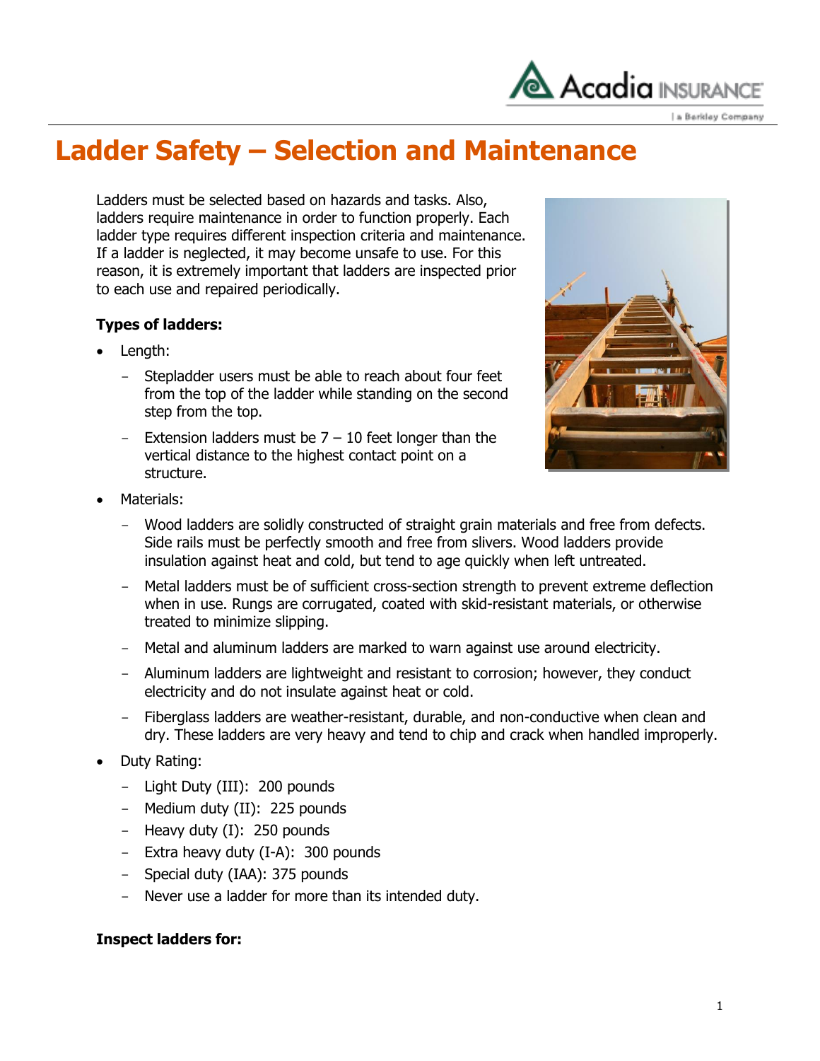# Ladder Safety – Selection and Maintenance

Ladders must be selected based on hazards and tasks. Also, ladders require maintenance in order to function properly. Each ladder type requires different inspection criteria and maintenance. If a ladder is neglected, it may become unsafe to use. For this reason, it is extremely important that ladders are inspected prior to each use and repaired periodically.

**Types of ladders:**

- Length:
  - Stepladder users must be able to reach about four feet from the top of the ladder while standing on the second step from the top.
  - Extension ladders must be 7 – 10 feet longer than the vertical distance to the highest contact point on a structure.
- Materials:
  - Wood ladders are solidly constructed of straight grain materials and free from defects. Side rails must be perfectly smooth and free from slivers. Wood ladders provide insulation against heat and cold, but tend to age quickly when left untreated.
  - Metal ladders must be of sufficient cross-section strength to prevent extreme deflection when in use. Rungs are corrugated, coated with skid-resistant materials, or otherwise treated to minimize slipping.
  - Metal and aluminum ladders are marked to warn against use around electricity.
  - Aluminum ladders are lightweight and resistant to corrosion; however, they conduct electricity and do not insulate against heat or cold.
  - Fiberglass ladders are weather-resistant, durable, and non-conductive when clean and dry. These ladders are very heavy and tend to chip and crack when handled improperly.
- Duty Rating:
  - Light Duty (III): 200 pounds
  - Medium duty (II): 225 pounds
  - Heavy duty (I): 250 pounds
  - Extra heavy duty (I-A): 300 pounds
  - Special duty (IAA): 375 pounds
  - Never use a ladder for more than its intended duty.

**Inspect ladders for:**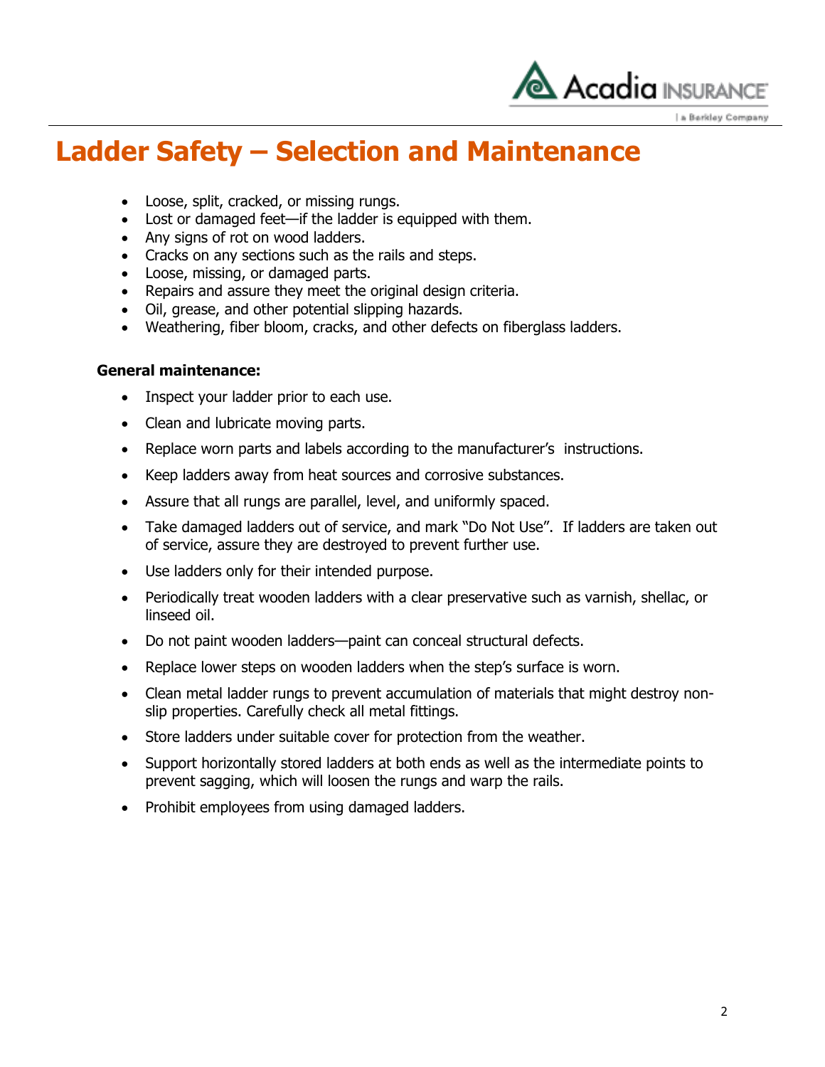# Ladder Safety – Selection and Maintenance

- Loose, split, cracked, or missing rungs.
- Lost or damaged feet—if the ladder is equipped with them.
- Any signs of rot on wood ladders.
- Cracks on any sections such as the rails and steps.
- Loose, missing, or damaged parts.
- Repairs and assure they meet the original design criteria.
- Oil, grease, and other potential slipping hazards.
- Weathering, fiber bloom, cracks, and other defects on fiberglass ladders.

**General maintenance:**

- Inspect your ladder prior to each use.
- Clean and lubricate moving parts.
- Replace worn parts and labels according to the manufacturer's instructions.
- Keep ladders away from heat sources and corrosive substances.
- Assure that all rungs are parallel, level, and uniformly spaced.
- Take damaged ladders out of service, and mark "Do Not Use". If ladders are taken out of service, assure they are destroyed to prevent further use.
- Use ladders only for their intended purpose.
- Periodically treat wooden ladders with a clear preservative such as varnish, shellac, or linseed oil.
- Do not paint wooden ladders—paint can conceal structural defects.
- Replace lower steps on wooden ladders when the step's surface is worn.
- Clean metal ladder rungs to prevent accumulation of materials that might destroy non-slip properties. Carefully check all metal fittings.
- Store ladders under suitable cover for protection from the weather.
- Support horizontally stored ladders at both ends as well as the intermediate points to prevent sagging, which will loosen the rungs and warp the rails.
- Prohibit employees from using damaged ladders.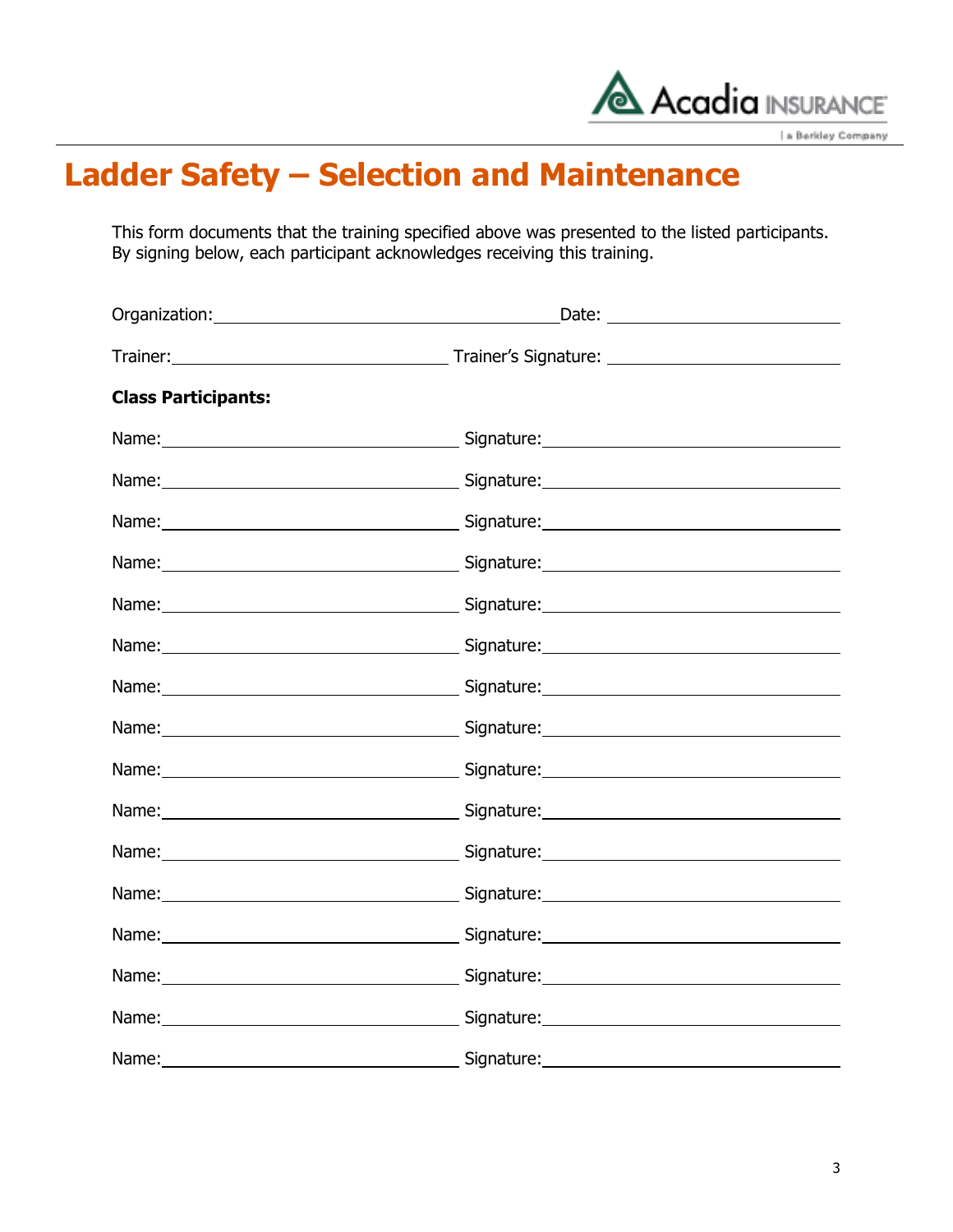# Ladder Safety – Selection and Maintenance

This form documents that the training specified above was presented to the listed participants. By signing below, each participant acknowledges receiving this training.

Organization: ____________________________ Date: ____________________

Trainer: ______________________ Trainer's Signature: ____________________

**Class Participants:**

Name: ________________________ Signature: ________________________

Name: ________________________ Signature: ________________________

Name: ________________________ Signature: ________________________

Name: ________________________ Signature: ________________________

Name: ________________________ Signature: ________________________

Name: ________________________ Signature: ________________________

Name: ________________________ Signature: ________________________

Name: ________________________ Signature: ________________________

Name: ________________________ Signature: ________________________

Name: ________________________ Signature: ________________________

Name: ________________________ Signature: ________________________

Name: ________________________ Signature: ________________________

Name: ________________________ Signature: ________________________

Name: ________________________ Signature: ________________________

Name: ________________________ Signature: ________________________

Name: ________________________ Signature: ________________________